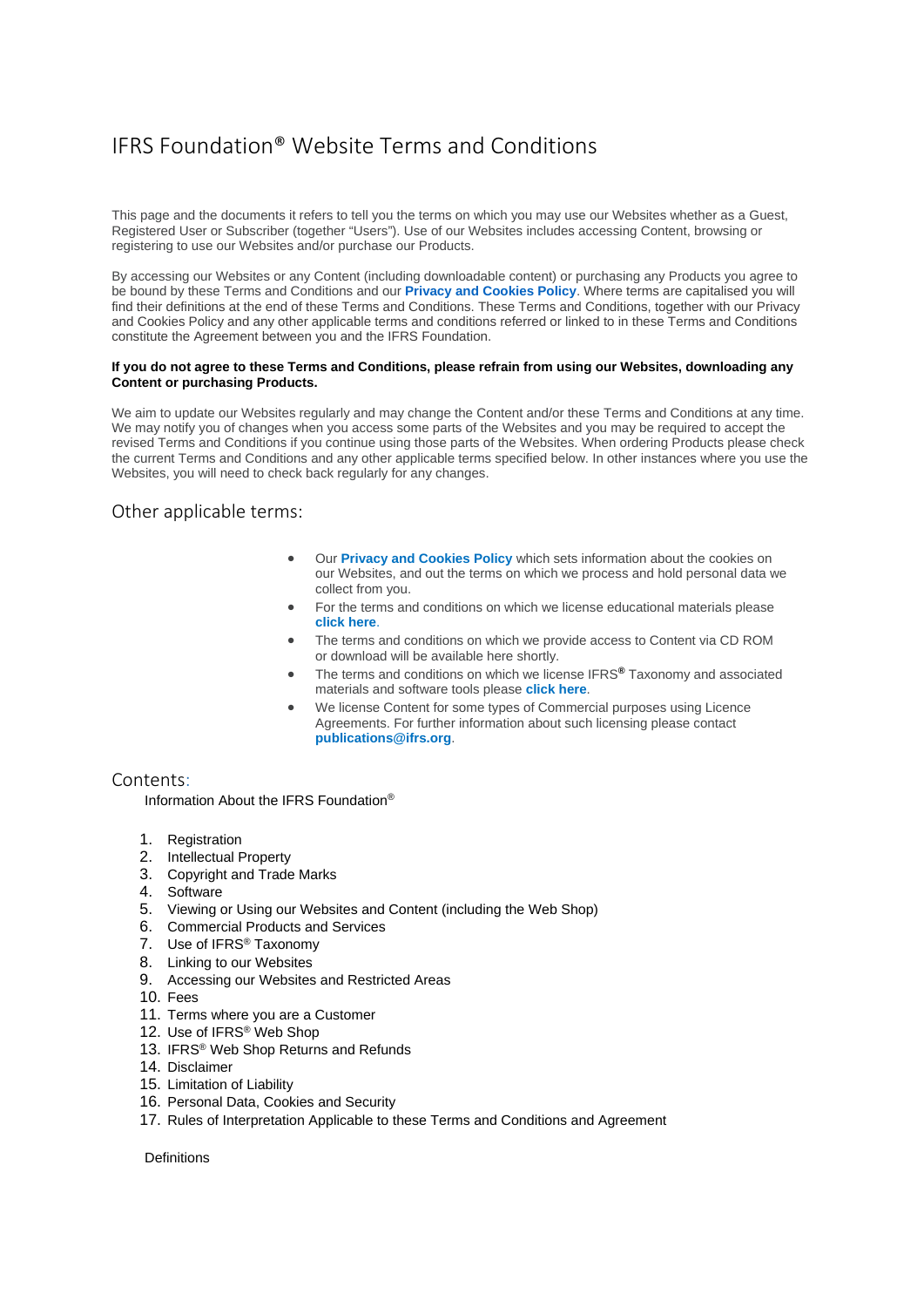# IFRS Foundation® Website Terms and Conditions

This page and the documents it refers to tell you the terms on which you may use our Websites whether as a Guest, Registered User or Subscriber (together "Users"). Use of our Websites includes accessing Content, browsing or registering to use our Websites and/or purchase our Products.

By accessing our Websites or any Content (including downloadable content) or purchasing any Products you agree to be bound by these Terms and Conditions and our **Privacy and Cookies Policy**. Where terms are capitalised you will find their definitions at the end of these Terms and Conditions. These Terms and Conditions, together with our Privacy and Cookies Policy and any other applicable terms and conditions referred or linked to in these Terms and Conditions constitute the Agreement between you and the IFRS Foundation.

**If you do not agree to these Terms and Conditions, please refrain from using our Websites, downloading any Content or purchasing Products.**

We aim to update our Websites regularly and may change the Content and/or these Terms and Conditions at any time. We may notify you of changes when you access some parts of the Websites and you may be required to accept the revised Terms and Conditions if you continue using those parts of the Websites. When ordering Products please check the current Terms and Conditions and any other applicable terms specified below. In other instances where you use the Websites, you will need to check back regularly for any changes.

## Other applicable terms:

- Our **Privacy and Cookies Policy** which sets information about the cookies on our Websites, and out the terms on which we process and hold personal data we collect from you.
- For the terms and conditions on which we license educational materials please **click here**.
- The terms and conditions on which we provide access to Content via CD ROM or download will be available here shortly.
- The terms and conditions on which we license IFRS® Taxonomy and associated materials and software tools please **click here**.
- We license Content for some types of Commercial purposes using Licence Agreements. For further information about such licensing please contact **publications@ifrs.org**.

## Contents:

Information About the IFRS Foundation®

1. Registration
2. Intellectual Property
3. Copyright and Trade Marks
4. Software
5. Viewing or Using our Websites and Content (including the Web Shop)
6. Commercial Products and Services
7. Use of IFRS® Taxonomy
8. Linking to our Websites
9. Accessing our Websites and Restricted Areas
10. Fees
11. Terms where you are a Customer
12. Use of IFRS® Web Shop
13. IFRS® Web Shop Returns and Refunds
14. Disclaimer
15. Limitation of Liability
16. Personal Data, Cookies and Security
17. Rules of Interpretation Applicable to these Terms and Conditions and Agreement

Definitions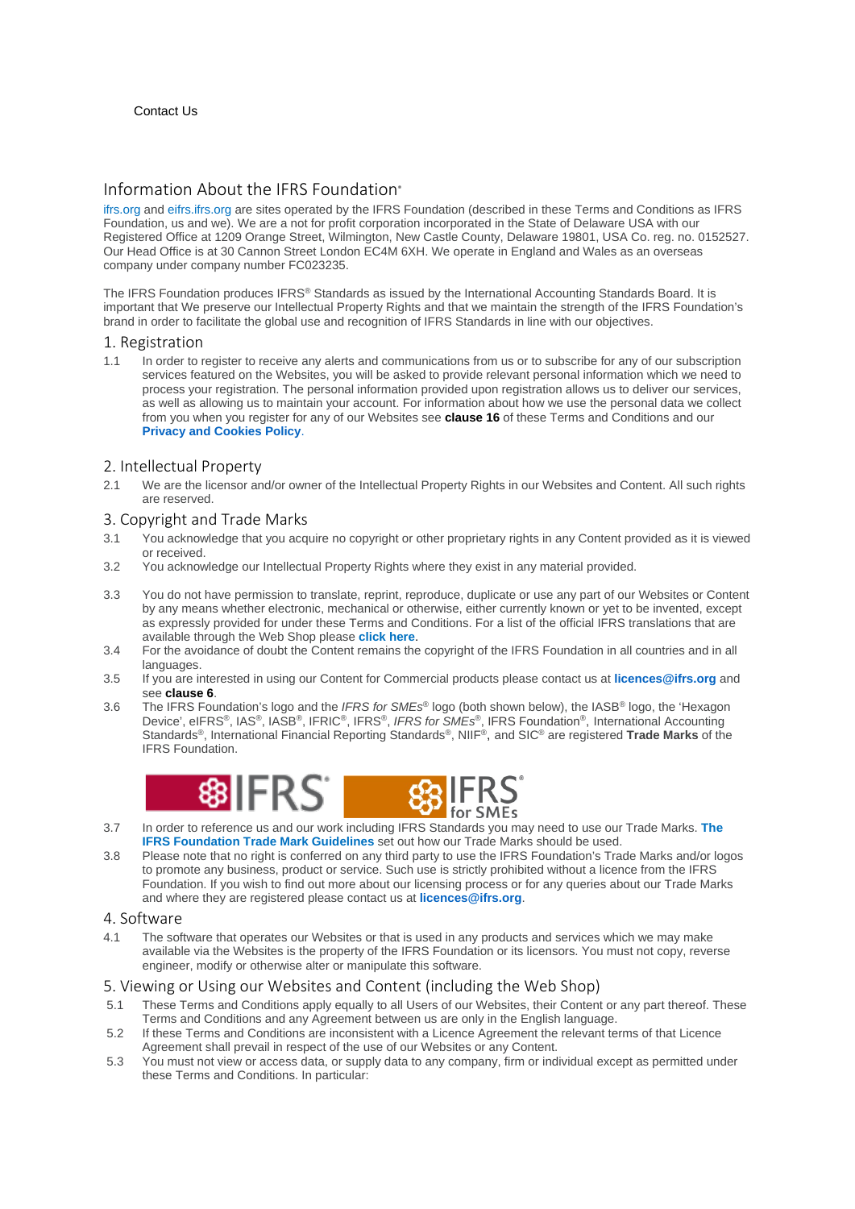Contact Us

## Information About the IFRS Foundation®

ifrs.org and eifrs.ifrs.org are sites operated by the IFRS Foundation (described in these Terms and Conditions as IFRS Foundation, us and we). We are a not for profit corporation incorporated in the State of Delaware USA with our Registered Office at 1209 Orange Street, Wilmington, New Castle County, Delaware 19801, USA Co. reg. no. 0152527. Our Head Office is at 30 Cannon Street London EC4M 6XH. We operate in England and Wales as an overseas company under company number FC023235.

The IFRS Foundation produces IFRS® Standards as issued by the International Accounting Standards Board. It is important that We preserve our Intellectual Property Rights and that we maintain the strength of the IFRS Foundation's brand in order to facilitate the global use and recognition of IFRS Standards in line with our objectives.

## 1. Registration

1.1 In order to register to receive any alerts and communications from us or to subscribe for any of our subscription services featured on the Websites, you will be asked to provide relevant personal information which we need to process your registration. The personal information provided upon registration allows us to deliver our services, as well as allowing us to maintain your account. For information about how we use the personal data we collect from you when you register for any of our Websites see **clause 16** of these Terms and Conditions and our **Privacy and Cookies Policy**.

## 2. Intellectual Property

2.1 We are the licensor and/or owner of the Intellectual Property Rights in our Websites and Content. All such rights are reserved.

## 3. Copyright and Trade Marks

3.1 You acknowledge that you acquire no copyright or other proprietary rights in any Content provided as it is viewed or received.

3.2 You acknowledge our Intellectual Property Rights where they exist in any material provided.

3.3 You do not have permission to translate, reprint, reproduce, duplicate or use any part of our Websites or Content by any means whether electronic, mechanical or otherwise, either currently known or yet to be invented, except as expressly provided for under these Terms and Conditions. For a list of the official IFRS translations that are available through the Web Shop please **click here**.

3.4 For the avoidance of doubt the Content remains the copyright of the IFRS Foundation in all countries and in all languages.

3.5 If you are interested in using our Content for Commercial products please contact us at **licences@ifrs.org** and see **clause 6**.

3.6 The IFRS Foundation's logo and the *IFRS for SMEs*® logo (both shown below), the IASB® logo, the 'Hexagon Device', eIFRS®, IAS®, IASB®, IFRIC®, IFRS®, *IFRS for SMEs*®, IFRS Foundation®, International Accounting Standards®, International Financial Reporting Standards®, NIIF®, and SIC® are registered **Trade Marks** of the IFRS Foundation.

3.7 In order to reference us and our work including IFRS Standards you may need to use our Trade Marks. **The IFRS Foundation Trade Mark Guidelines** set out how our Trade Marks should be used.

3.8 Please note that no right is conferred on any third party to use the IFRS Foundation's Trade Marks and/or logos to promote any business, product or service. Such use is strictly prohibited without a licence from the IFRS Foundation. If you wish to find out more about our licensing process or for any queries about our Trade Marks and where they are registered please contact us at **licences@ifrs.org**.

## 4. Software

4.1 The software that operates our Websites or that is used in any products and services which we may make available via the Websites is the property of the IFRS Foundation or its licensors. You must not copy, reverse engineer, modify or otherwise alter or manipulate this software.

## 5. Viewing or Using our Websites and Content (including the Web Shop)

5.1 These Terms and Conditions apply equally to all Users of our Websites, their Content or any part thereof. These Terms and Conditions and any Agreement between us are only in the English language.

5.2 If these Terms and Conditions are inconsistent with a Licence Agreement the relevant terms of that Licence Agreement shall prevail in respect of the use of our Websites or any Content.

5.3 You must not view or access data, or supply data to any company, firm or individual except as permitted under these Terms and Conditions. In particular: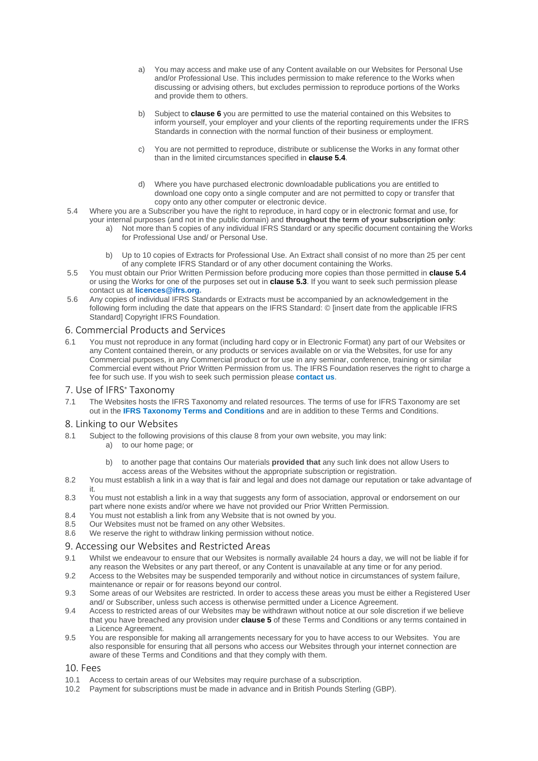a) You may access and make use of any Content available on our Websites for Personal Use and/or Professional Use. This includes permission to make reference to the Works when discussing or advising others, but excludes permission to reproduce portions of the Works and provide them to others.

b) Subject to **clause 6** you are permitted to use the material contained on this Websites to inform yourself, your employer and your clients of the reporting requirements under the IFRS Standards in connection with the normal function of their business or employment.

c) You are not permitted to reproduce, distribute or sublicense the Works in any format other than in the limited circumstances specified in **clause 5.4**.

d) Where you have purchased electronic downloadable publications you are entitled to download one copy onto a single computer and are not permitted to copy or transfer that copy onto any other computer or electronic device.

5.4 Where you are a Subscriber you have the right to reproduce, in hard copy or in electronic format and use, for your internal purposes (and not in the public domain) and **throughout the term of your subscription only**:

a) Not more than 5 copies of any individual IFRS Standard or any specific document containing the Works for Professional Use and/ or Personal Use.

b) Up to 10 copies of Extracts for Professional Use. An Extract shall consist of no more than 25 per cent of any complete IFRS Standard or of any other document containing the Works.

5.5 You must obtain our Prior Written Permission before producing more copies than those permitted in **clause 5.4** or using the Works for one of the purposes set out in **clause 5.3**. If you want to seek such permission please contact us at **licences@ifrs.org.**

5.6 Any copies of individual IFRS Standards or Extracts must be accompanied by an acknowledgement in the following form including the date that appears on the IFRS Standard: © [insert date from the applicable IFRS Standard] Copyright IFRS Foundation.

## 6. Commercial Products and Services

6.1 You must not reproduce in any format (including hard copy or in Electronic Format) any part of our Websites or any Content contained therein, or any products or services available on or via the Websites, for use for any Commercial purposes, in any Commercial product or for use in any seminar, conference, training or similar Commercial event without Prior Written Permission from us. The IFRS Foundation reserves the right to charge a fee for such use. If you wish to seek such permission please **contact us**.

## 7. Use of IFRS® Taxonomy

7.1 The Websites hosts the IFRS Taxonomy and related resources. The terms of use for IFRS Taxonomy are set out in the **IFRS Taxonomy Terms and Conditions** and are in addition to these Terms and Conditions.

## 8. Linking to our Websites

8.1 Subject to the following provisions of this clause 8 from your own website, you may link:

a) to our home page; or

b) to another page that contains Our materials **provided that** any such link does not allow Users to access areas of the Websites without the appropriate subscription or registration.

8.2 You must establish a link in a way that is fair and legal and does not damage our reputation or take advantage of it.

8.3 You must not establish a link in a way that suggests any form of association, approval or endorsement on our part where none exists and/or where we have not provided our Prior Written Permission.

8.4 You must not establish a link from any Website that is not owned by you.

8.5 Our Websites must not be framed on any other Websites.

8.6 We reserve the right to withdraw linking permission without notice.

## 9. Accessing our Websites and Restricted Areas

9.1 Whilst we endeavour to ensure that our Websites is normally available 24 hours a day, we will not be liable if for any reason the Websites or any part thereof, or any Content is unavailable at any time or for any period.

9.2 Access to the Websites may be suspended temporarily and without notice in circumstances of system failure, maintenance or repair or for reasons beyond our control.

9.3 Some areas of our Websites are restricted. In order to access these areas you must be either a Registered User and/ or Subscriber, unless such access is otherwise permitted under a Licence Agreement.

9.4 Access to restricted areas of our Websites may be withdrawn without notice at our sole discretion if we believe that you have breached any provision under **clause 5** of these Terms and Conditions or any terms contained in a Licence Agreement.

9.5 You are responsible for making all arrangements necessary for you to have access to our Websites. You are also responsible for ensuring that all persons who access our Websites through your internet connection are aware of these Terms and Conditions and that they comply with them.

## 10. Fees

10.1 Access to certain areas of our Websites may require purchase of a subscription.

10.2 Payment for subscriptions must be made in advance and in British Pounds Sterling (GBP).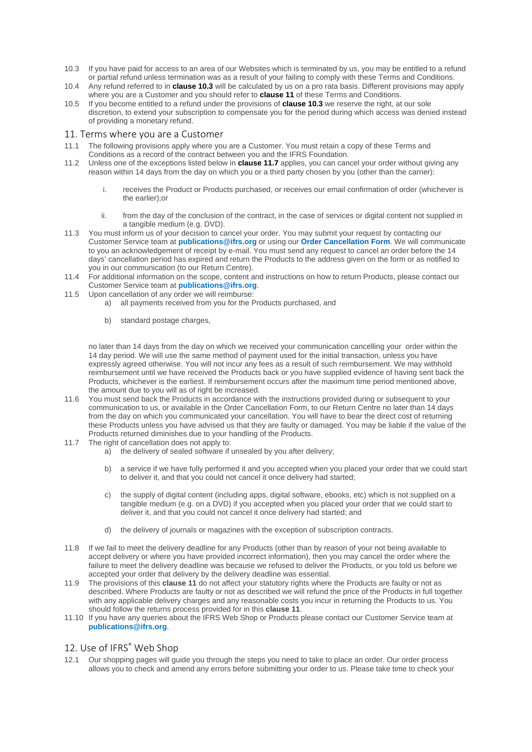10.3 If you have paid for access to an area of our Websites which is terminated by us, you may be entitled to a refund or partial refund unless termination was as a result of your failing to comply with these Terms and Conditions.

10.4 Any refund referred to in **clause 10.3** will be calculated by us on a pro rata basis. Different provisions may apply where you are a Customer and you should refer to **clause 11** of these Terms and Conditions.

10.5 If you become entitled to a refund under the provisions of **clause 10.3** we reserve the right, at our sole discretion, to extend your subscription to compensate you for the period during which access was denied instead of providing a monetary refund.

## 11. Terms where you are a Customer

11.1 The following provisions apply where you are a Customer. You must retain a copy of these Terms and Conditions as a record of the contract between you and the IFRS Foundation.

11.2 Unless one of the exceptions listed below in **clause 11.7** applies, you can cancel your order without giving any reason within 14 days from the day on which you or a third party chosen by you (other than the carrier):

   i. receives the Product or Products purchased, or receives our email confirmation of order (whichever is the earlier);or

   ii. from the day of the conclusion of the contract, in the case of services or digital content not supplied in a tangible medium (e.g. DVD).

11.3 You must inform us of your decision to cancel your order. You may submit your request by contacting our Customer Service team at **publications@ifrs.org** or using our **Order Cancellation Form**. We will communicate to you an acknowledgement of receipt by e-mail. You must send any request to cancel an order before the 14 days' cancellation period has expired and return the Products to the address given on the form or as notified to you in our communication (to our Return Centre).

11.4 For additional information on the scope, content and instructions on how to return Products, please contact our Customer Service team at **publications@ifrs.org**.

11.5 Upon cancellation of any order we will reimburse:

   a) all payments received from you for the Products purchased, and

   b) standard postage charges,

   no later than 14 days from the day on which we received your communication cancelling your order within the 14 day period. We will use the same method of payment used for the initial transaction, unless you have expressly agreed otherwise. You will not incur any fees as a result of such reimbursement. We may withhold reimbursement until we have received the Products back or you have supplied evidence of having sent back the Products, whichever is the earliest. If reimbursement occurs after the maximum time period mentioned above, the amount due to you will as of right be increased.

11.6 You must send back the Products in accordance with the instructions provided during or subsequent to your communication to us, or available in the Order Cancellation Form, to our Return Centre no later than 14 days from the day on which you communicated your cancellation. You will have to bear the direct cost of returning these Products unless you have advised us that they are faulty or damaged. You may be liable if the value of the Products returned diminishes due to your handling of the Products.

11.7 The right of cancellation does not apply to:

   a) the delivery of sealed software if unsealed by you after delivery;

   b) a service if we have fully performed it and you accepted when you placed your order that we could start to deliver it, and that you could not cancel it once delivery had started;

   c) the supply of digital content (including apps, digital software, ebooks, etc) which is not supplied on a tangible medium (e.g. on a DVD) if you accepted when you placed your order that we could start to deliver it, and that you could not cancel it once delivery had started; and

   d) the delivery of journals or magazines with the exception of subscription contracts.

11.8 If we fail to meet the delivery deadline for any Products (other than by reason of your not being available to accept delivery or where you have provided incorrect information), then you may cancel the order where the failure to meet the delivery deadline was because we refused to deliver the Products, or you told us before we accepted your order that delivery by the delivery deadline was essential.

11.9 The provisions of this **clause 11** do not affect your statutory rights where the Products are faulty or not as described. Where Products are faulty or not as described we will refund the price of the Products in full together with any applicable delivery charges and any reasonable costs you incur in returning the Products to us. You should follow the returns process provided for in this **clause 11**.

11.10 If you have any queries about the IFRS Web Shop or Products please contact our Customer Service team at **publications@ifrs.org**.

## 12. Use of IFRS® Web Shop

12.1 Our shopping pages will guide you through the steps you need to take to place an order. Our order process allows you to check and amend any errors before submitting your order to us. Please take time to check your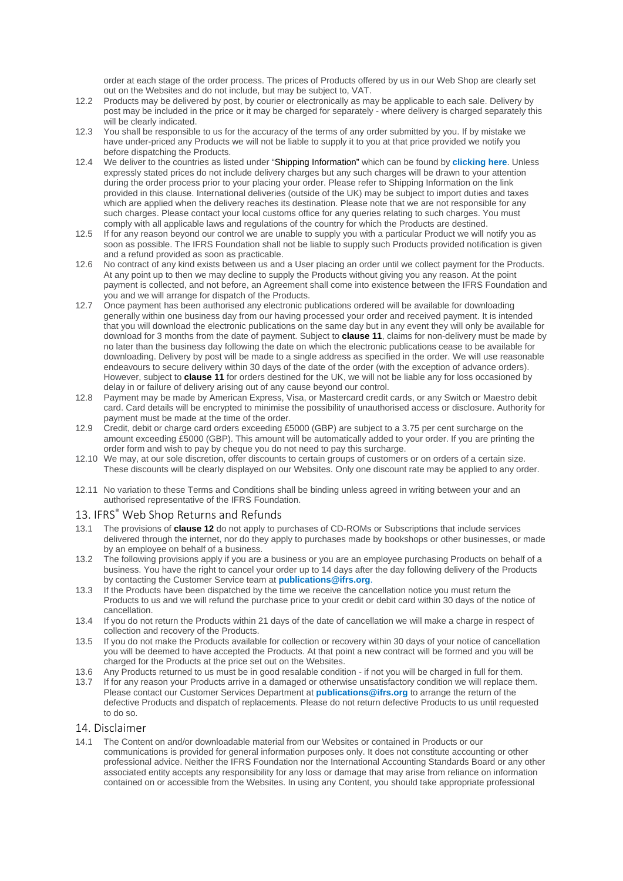order at each stage of the order process. The prices of Products offered by us in our Web Shop are clearly set out on the Websites and do not include, but may be subject to, VAT.

12.2 Products may be delivered by post, by courier or electronically as may be applicable to each sale. Delivery by post may be included in the price or it may be charged for separately - where delivery is charged separately this will be clearly indicated.

12.3 You shall be responsible to us for the accuracy of the terms of any order submitted by you. If by mistake we have under-priced any Products we will not be liable to supply it to you at that price provided we notify you before dispatching the Products.

12.4 We deliver to the countries as listed under "Shipping Information" which can be found by **clicking here**. Unless expressly stated prices do not include delivery charges but any such charges will be drawn to your attention during the order process prior to your placing your order. Please refer to Shipping Information on the link provided in this clause. International deliveries (outside of the UK) may be subject to import duties and taxes which are applied when the delivery reaches its destination. Please note that we are not responsible for any such charges. Please contact your local customs office for any queries relating to such charges. You must comply with all applicable laws and regulations of the country for which the Products are destined.

12.5 If for any reason beyond our control we are unable to supply you with a particular Product we will notify you as soon as possible. The IFRS Foundation shall not be liable to supply such Products provided notification is given and a refund provided as soon as practicable.

12.6 No contract of any kind exists between us and a User placing an order until we collect payment for the Products. At any point up to then we may decline to supply the Products without giving you any reason. At the point payment is collected, and not before, an Agreement shall come into existence between the IFRS Foundation and you and we will arrange for dispatch of the Products.

12.7 Once payment has been authorised any electronic publications ordered will be available for downloading generally within one business day from our having processed your order and received payment. It is intended that you will download the electronic publications on the same day but in any event they will only be available for download for 3 months from the date of payment. Subject to **clause 11**, claims for non-delivery must be made by no later than the business day following the date on which the electronic publications cease to be available for downloading. Delivery by post will be made to a single address as specified in the order. We will use reasonable endeavours to secure delivery within 30 days of the date of the order (with the exception of advance orders). However, subject to **clause 11** for orders destined for the UK, we will not be liable any for loss occasioned by delay in or failure of delivery arising out of any cause beyond our control.

12.8 Payment may be made by American Express, Visa, or Mastercard credit cards, or any Switch or Maestro debit card. Card details will be encrypted to minimise the possibility of unauthorised access or disclosure. Authority for payment must be made at the time of the order.

12.9 Credit, debit or charge card orders exceeding £5000 (GBP) are subject to a 3.75 per cent surcharge on the amount exceeding £5000 (GBP). This amount will be automatically added to your order. If you are printing the order form and wish to pay by cheque you do not need to pay this surcharge.

12.10 We may, at our sole discretion, offer discounts to certain groups of customers or on orders of a certain size. These discounts will be clearly displayed on our Websites. Only one discount rate may be applied to any order.

12.11 No variation to these Terms and Conditions shall be binding unless agreed in writing between your and an authorised representative of the IFRS Foundation.

## 13. IFRS® Web Shop Returns and Refunds

13.1 The provisions of **clause 12** do not apply to purchases of CD-ROMs or Subscriptions that include services delivered through the internet, nor do they apply to purchases made by bookshops or other businesses, or made by an employee on behalf of a business.

13.2 The following provisions apply if you are a business or you are an employee purchasing Products on behalf of a business. You have the right to cancel your order up to 14 days after the day following delivery of the Products by contacting the Customer Service team at **publications@ifrs.org**.

13.3 If the Products have been dispatched by the time we receive the cancellation notice you must return the Products to us and we will refund the purchase price to your credit or debit card within 30 days of the notice of cancellation.

13.4 If you do not return the Products within 21 days of the date of cancellation we will make a charge in respect of collection and recovery of the Products.

13.5 If you do not make the Products available for collection or recovery within 30 days of your notice of cancellation you will be deemed to have accepted the Products. At that point a new contract will be formed and you will be charged for the Products at the price set out on the Websites.

13.6 Any Products returned to us must be in good resalable condition - if not you will be charged in full for them.

13.7 If for any reason your Products arrive in a damaged or otherwise unsatisfactory condition we will replace them. Please contact our Customer Services Department at **publications@ifrs.org** to arrange the return of the defective Products and dispatch of replacements. Please do not return defective Products to us until requested to do so.

## 14. Disclaimer

14.1 The Content on and/or downloadable material from our Websites or contained in Products or our communications is provided for general information purposes only. It does not constitute accounting or other professional advice. Neither the IFRS Foundation nor the International Accounting Standards Board or any other associated entity accepts any responsibility for any loss or damage that may arise from reliance on information contained on or accessible from the Websites. In using any Content, you should take appropriate professional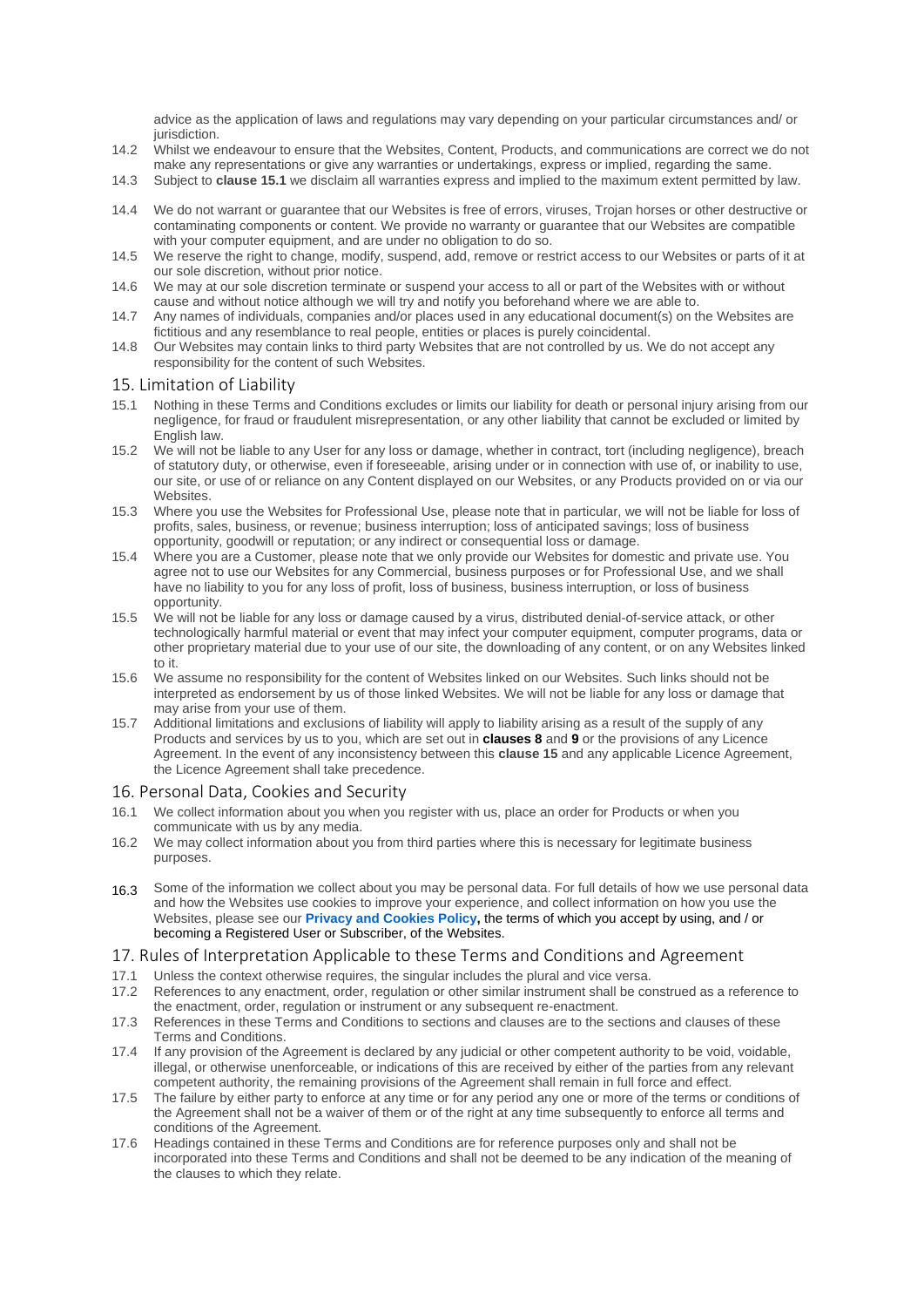advice as the application of laws and regulations may vary depending on your particular circumstances and/ or jurisdiction.

14.2 Whilst we endeavour to ensure that the Websites, Content, Products, and communications are correct we do not make any representations or give any warranties or undertakings, express or implied, regarding the same.

14.3 Subject to **clause 15.1** we disclaim all warranties express and implied to the maximum extent permitted by law.

14.4 We do not warrant or guarantee that our Websites is free of errors, viruses, Trojan horses or other destructive or contaminating components or content. We provide no warranty or guarantee that our Websites are compatible with your computer equipment, and are under no obligation to do so.

14.5 We reserve the right to change, modify, suspend, add, remove or restrict access to our Websites or parts of it at our sole discretion, without prior notice.

14.6 We may at our sole discretion terminate or suspend your access to all or part of the Websites with or without cause and without notice although we will try and notify you beforehand where we are able to.

14.7 Any names of individuals, companies and/or places used in any educational document(s) on the Websites are fictitious and any resemblance to real people, entities or places is purely coincidental.

14.8 Our Websites may contain links to third party Websites that are not controlled by us. We do not accept any responsibility for the content of such Websites.

## 15. Limitation of Liability

15.1 Nothing in these Terms and Conditions excludes or limits our liability for death or personal injury arising from our negligence, for fraud or fraudulent misrepresentation, or any other liability that cannot be excluded or limited by English law.

15.2 We will not be liable to any User for any loss or damage, whether in contract, tort (including negligence), breach of statutory duty, or otherwise, even if foreseeable, arising under or in connection with use of, or inability to use, our site, or use of or reliance on any Content displayed on our Websites, or any Products provided on or via our Websites.

15.3 Where you use the Websites for Professional Use, please note that in particular, we will not be liable for loss of profits, sales, business, or revenue; business interruption; loss of anticipated savings; loss of business opportunity, goodwill or reputation; or any indirect or consequential loss or damage.

15.4 Where you are a Customer, please note that we only provide our Websites for domestic and private use. You agree not to use our Websites for any Commercial, business purposes or for Professional Use, and we shall have no liability to you for any loss of profit, loss of business, business interruption, or loss of business opportunity.

15.5 We will not be liable for any loss or damage caused by a virus, distributed denial-of-service attack, or other technologically harmful material or event that may infect your computer equipment, computer programs, data or other proprietary material due to your use of our site, the downloading of any content, or on any Websites linked to it.

15.6 We assume no responsibility for the content of Websites linked on our Websites. Such links should not be interpreted as endorsement by us of those linked Websites. We will not be liable for any loss or damage that may arise from your use of them.

15.7 Additional limitations and exclusions of liability will apply to liability arising as a result of the supply of any Products and services by us to you, which are set out in **clauses 8** and **9** or the provisions of any Licence Agreement. In the event of any inconsistency between this **clause 15** and any applicable Licence Agreement, the Licence Agreement shall take precedence.

## 16. Personal Data, Cookies and Security

16.1 We collect information about you when you register with us, place an order for Products or when you communicate with us by any media.

16.2 We may collect information about you from third parties where this is necessary for legitimate business purposes.

16.3 Some of the information we collect about you may be personal data. For full details of how we use personal data and how the Websites use cookies to improve your experience, and collect information on how you use the Websites, please see our **Privacy and Cookies Policy,** the terms of which you accept by using, and / or becoming a Registered User or Subscriber, of the Websites.

## 17. Rules of Interpretation Applicable to these Terms and Conditions and Agreement

17.1 Unless the context otherwise requires, the singular includes the plural and vice versa.

17.2 References to any enactment, order, regulation or other similar instrument shall be construed as a reference to the enactment, order, regulation or instrument or any subsequent re-enactment.

17.3 References in these Terms and Conditions to sections and clauses are to the sections and clauses of these Terms and Conditions.

17.4 If any provision of the Agreement is declared by any judicial or other competent authority to be void, voidable, illegal, or otherwise unenforceable, or indications of this are received by either of the parties from any relevant competent authority, the remaining provisions of the Agreement shall remain in full force and effect.

17.5 The failure by either party to enforce at any time or for any period any one or more of the terms or conditions of the Agreement shall not be a waiver of them or of the right at any time subsequently to enforce all terms and conditions of the Agreement.

17.6 Headings contained in these Terms and Conditions are for reference purposes only and shall not be incorporated into these Terms and Conditions and shall not be deemed to be any indication of the meaning of the clauses to which they relate.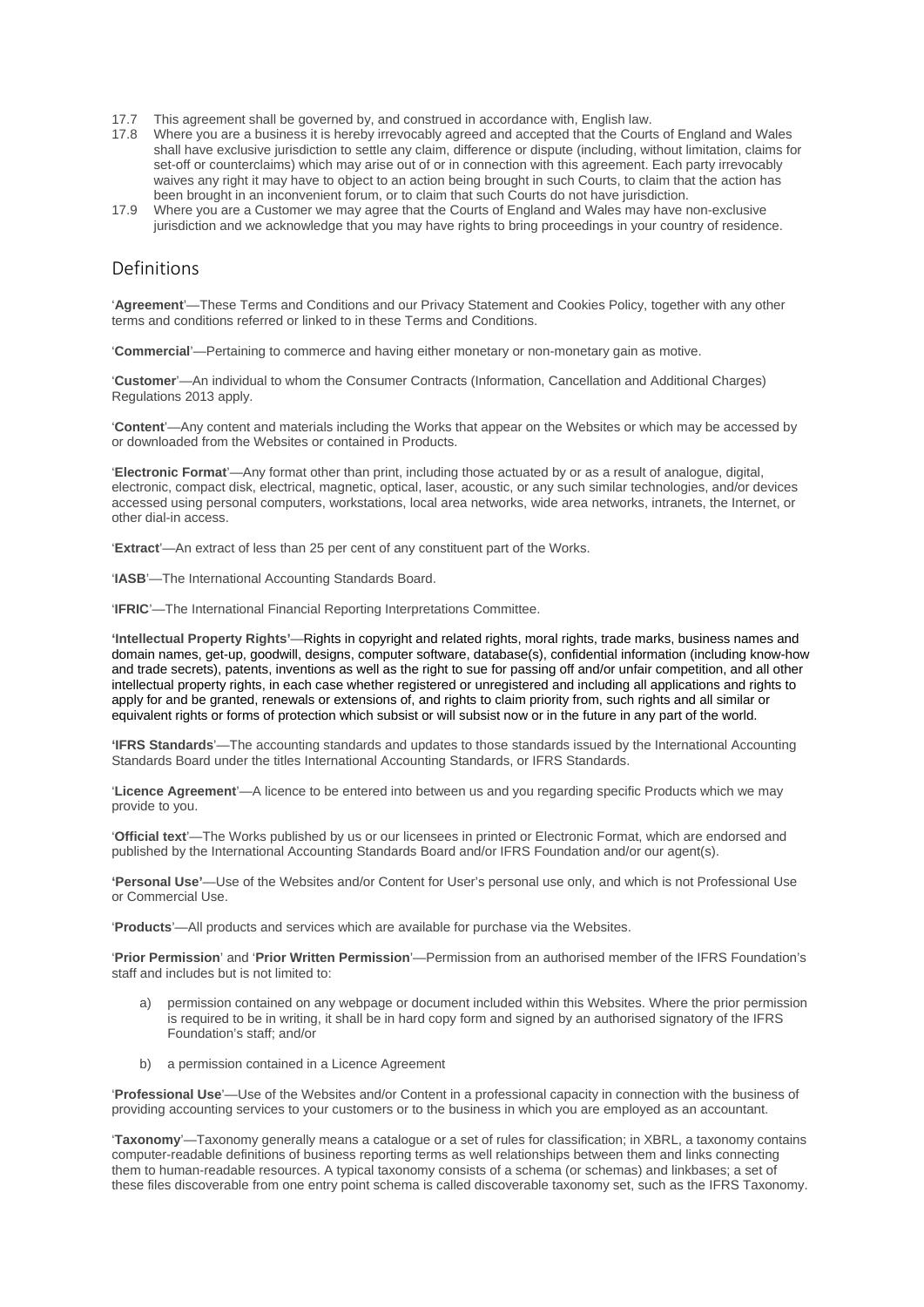17.7 This agreement shall be governed by, and construed in accordance with, English law.

17.8 Where you are a business it is hereby irrevocably agreed and accepted that the Courts of England and Wales shall have exclusive jurisdiction to settle any claim, difference or dispute (including, without limitation, claims for set-off or counterclaims) which may arise out of or in connection with this agreement. Each party irrevocably waives any right it may have to object to an action being brought in such Courts, to claim that the action has been brought in an inconvenient forum, or to claim that such Courts do not have jurisdiction.

17.9 Where you are a Customer we may agree that the Courts of England and Wales may have non-exclusive jurisdiction and we acknowledge that you may have rights to bring proceedings in your country of residence.

## Definitions

'**Agreement**'—These Terms and Conditions and our Privacy Statement and Cookies Policy, together with any other terms and conditions referred or linked to in these Terms and Conditions.

'**Commercial**'—Pertaining to commerce and having either monetary or non-monetary gain as motive.

'**Customer**'—An individual to whom the Consumer Contracts (Information, Cancellation and Additional Charges) Regulations 2013 apply.

'**Content**'—Any content and materials including the Works that appear on the Websites or which may be accessed by or downloaded from the Websites or contained in Products.

'**Electronic Format**'—Any format other than print, including those actuated by or as a result of analogue, digital, electronic, compact disk, electrical, magnetic, optical, laser, acoustic, or any such similar technologies, and/or devices accessed using personal computers, workstations, local area networks, wide area networks, intranets, the Internet, or other dial-in access.

'**Extract**'—An extract of less than 25 per cent of any constituent part of the Works.

'**IASB**'—The International Accounting Standards Board.

'**IFRIC**'—The International Financial Reporting Interpretations Committee.

**'Intellectual Property Rights'**—Rights in copyright and related rights, moral rights, trade marks, business names and domain names, get-up, goodwill, designs, computer software, database(s), confidential information (including know-how and trade secrets), patents, inventions as well as the right to sue for passing off and/or unfair competition, and all other intellectual property rights, in each case whether registered or unregistered and including all applications and rights to apply for and be granted, renewals or extensions of, and rights to claim priority from, such rights and all similar or equivalent rights or forms of protection which subsist or will subsist now or in the future in any part of the world.

**'IFRS Standards**'—The accounting standards and updates to those standards issued by the International Accounting Standards Board under the titles International Accounting Standards, or IFRS Standards.

'**Licence Agreement**'—A licence to be entered into between us and you regarding specific Products which we may provide to you.

'**Official text**'—The Works published by us or our licensees in printed or Electronic Format, which are endorsed and published by the International Accounting Standards Board and/or IFRS Foundation and/or our agent(s).

**'Personal Use'**—Use of the Websites and/or Content for User's personal use only, and which is not Professional Use or Commercial Use.

'**Products**'—All products and services which are available for purchase via the Websites.

'**Prior Permission**' and '**Prior Written Permission**'—Permission from an authorised member of the IFRS Foundation's staff and includes but is not limited to:

a) permission contained on any webpage or document included within this Websites. Where the prior permission is required to be in writing, it shall be in hard copy form and signed by an authorised signatory of the IFRS Foundation's staff; and/or

b) a permission contained in a Licence Agreement

'**Professional Use**'—Use of the Websites and/or Content in a professional capacity in connection with the business of providing accounting services to your customers or to the business in which you are employed as an accountant.

'**Taxonomy**'—Taxonomy generally means a catalogue or a set of rules for classification; in XBRL, a taxonomy contains computer-readable definitions of business reporting terms as well relationships between them and links connecting them to human-readable resources. A typical taxonomy consists of a schema (or schemas) and linkbases; a set of these files discoverable from one entry point schema is called discoverable taxonomy set, such as the IFRS Taxonomy.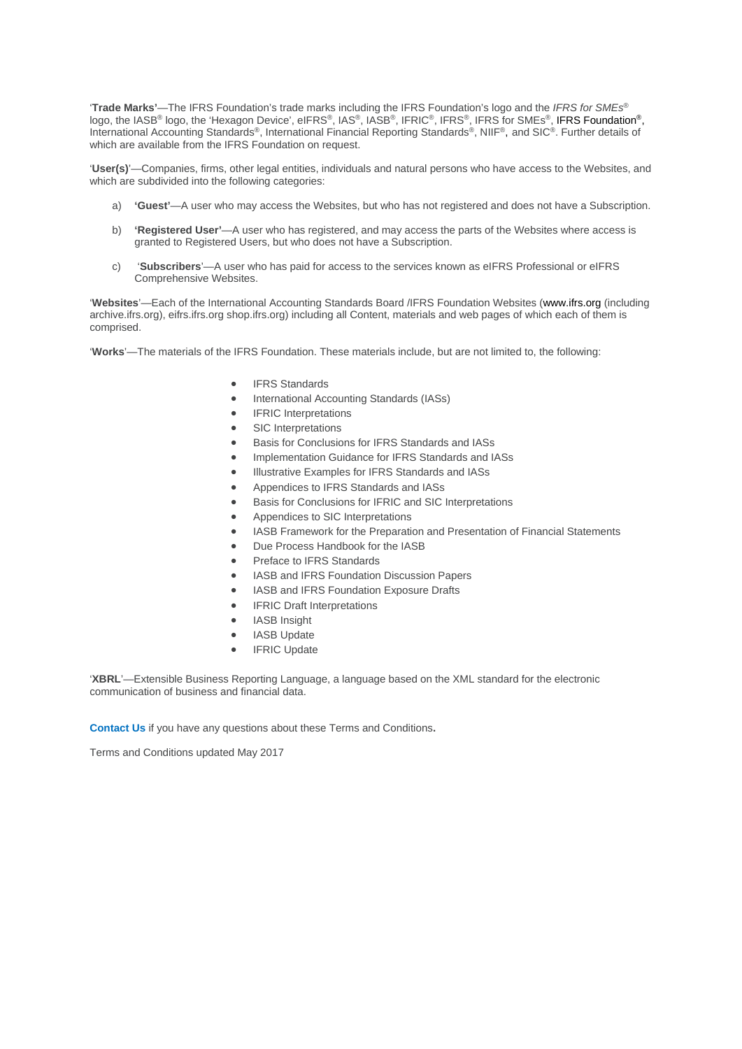'**Trade Marks'**—The IFRS Foundation's trade marks including the IFRS Foundation's logo and the *IFRS for SMEs*® logo, the IASB® logo, the 'Hexagon Device', eIFRS®, IAS®, IASB®, IFRIC®, IFRS®, IFRS for SMEs®, IFRS Foundation®, International Accounting Standards®, International Financial Reporting Standards®, NIIF®, and SIC®. Further details of which are available from the IFRS Foundation on request.

'**User(s)**'—Companies, firms, other legal entities, individuals and natural persons who have access to the Websites, and which are subdivided into the following categories:

a) **'Guest'**—A user who may access the Websites, but who has not registered and does not have a Subscription.

b) **'Registered User'**—A user who has registered, and may access the parts of the Websites where access is granted to Registered Users, but who does not have a Subscription.

c) '**Subscribers**'—A user who has paid for access to the services known as eIFRS Professional or eIFRS Comprehensive Websites.

'**Websites**'—Each of the International Accounting Standards Board /IFRS Foundation Websites (www.ifrs.org (including archive.ifrs.org), eifrs.ifrs.org shop.ifrs.org) including all Content, materials and web pages of which each of them is comprised.

'**Works**'—The materials of the IFRS Foundation. These materials include, but are not limited to, the following:

- IFRS Standards
- International Accounting Standards (IASs)
- IFRIC Interpretations
- SIC Interpretations
- Basis for Conclusions for IFRS Standards and IASs
- Implementation Guidance for IFRS Standards and IASs
- Illustrative Examples for IFRS Standards and IASs
- Appendices to IFRS Standards and IASs
- Basis for Conclusions for IFRIC and SIC Interpretations
- Appendices to SIC Interpretations
- IASB Framework for the Preparation and Presentation of Financial Statements
- Due Process Handbook for the IASB
- Preface to IFRS Standards
- IASB and IFRS Foundation Discussion Papers
- IASB and IFRS Foundation Exposure Drafts
- IFRIC Draft Interpretations
- IASB Insight
- IASB Update
- IFRIC Update

'**XBRL**'—Extensible Business Reporting Language, a language based on the XML standard for the electronic communication of business and financial data.

**Contact Us** if you have any questions about these Terms and Conditions**.**

Terms and Conditions updated May 2017